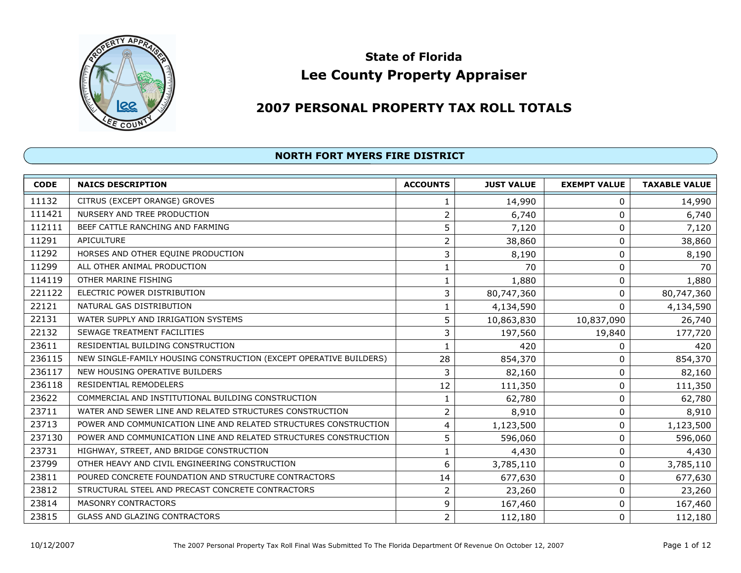# State of Florida

# Lee County Property Appraiser

## 2007 PERSONAL PROPERTY TAX ROLL TOTALS

### NORTH FORT MYERS FIRE DISTRICT

| CODE | NAICS DESCRIPTION | ACCOUNTS | JUST VALUE | EXEMPT VALUE | TAXABLE VALUE |
|---|---|---|---|---|---|
| 11132 | CITRUS (EXCEPT ORANGE) GROVES | 1 | 14,990 | 0 | 14,990 |
| 111421 | NURSERY AND TREE PRODUCTION | 2 | 6,740 | 0 | 6,740 |
| 112111 | BEEF CATTLE RANCHING AND FARMING | 5 | 7,120 | 0 | 7,120 |
| 11291 | APICULTURE | 2 | 38,860 | 0 | 38,860 |
| 11292 | HORSES AND OTHER EQUINE PRODUCTION | 3 | 8,190 | 0 | 8,190 |
| 11299 | ALL OTHER ANIMAL PRODUCTION | 1 | 70 | 0 | 70 |
| 114119 | OTHER MARINE FISHING | 1 | 1,880 | 0 | 1,880 |
| 221122 | ELECTRIC POWER DISTRIBUTION | 3 | 80,747,360 | 0 | 80,747,360 |
| 22121 | NATURAL GAS DISTRIBUTION | 1 | 4,134,590 | 0 | 4,134,590 |
| 22131 | WATER SUPPLY AND IRRIGATION SYSTEMS | 5 | 10,863,830 | 10,837,090 | 26,740 |
| 22132 | SEWAGE TREATMENT FACILITIES | 3 | 197,560 | 19,840 | 177,720 |
| 23611 | RESIDENTIAL BUILDING CONSTRUCTION | 1 | 420 | 0 | 420 |
| 236115 | NEW SINGLE-FAMILY HOUSING CONSTRUCTION (EXCEPT OPERATIVE BUILDERS) | 28 | 854,370 | 0 | 854,370 |
| 236117 | NEW HOUSING OPERATIVE BUILDERS | 3 | 82,160 | 0 | 82,160 |
| 236118 | RESIDENTIAL REMODELERS | 12 | 111,350 | 0 | 111,350 |
| 23622 | COMMERCIAL AND INSTITUTIONAL BUILDING CONSTRUCTION | 1 | 62,780 | 0 | 62,780 |
| 23711 | WATER AND SEWER LINE AND RELATED STRUCTURES CONSTRUCTION | 2 | 8,910 | 0 | 8,910 |
| 23713 | POWER AND COMMUNICATION LINE AND RELATED STRUCTURES CONSTRUCTION | 4 | 1,123,500 | 0 | 1,123,500 |
| 237130 | POWER AND COMMUNICATION LINE AND RELATED STRUCTURES CONSTRUCTION | 5 | 596,060 | 0 | 596,060 |
| 23731 | HIGHWAY, STREET, AND BRIDGE CONSTRUCTION | 1 | 4,430 | 0 | 4,430 |
| 23799 | OTHER HEAVY AND CIVIL ENGINEERING CONSTRUCTION | 6 | 3,785,110 | 0 | 3,785,110 |
| 23811 | POURED CONCRETE FOUNDATION AND STRUCTURE CONTRACTORS | 14 | 677,630 | 0 | 677,630 |
| 23812 | STRUCTURAL STEEL AND PRECAST CONCRETE CONTRACTORS | 2 | 23,260 | 0 | 23,260 |
| 23814 | MASONRY CONTRACTORS | 9 | 167,460 | 0 | 167,460 |
| 23815 | GLASS AND GLAZING CONTRACTORS | 2 | 112,180 | 0 | 112,180 |

10/12/2007 The 2007 Personal Property Tax Roll Final Was Submitted To The Florida Department Of Revenue On October 12, 2007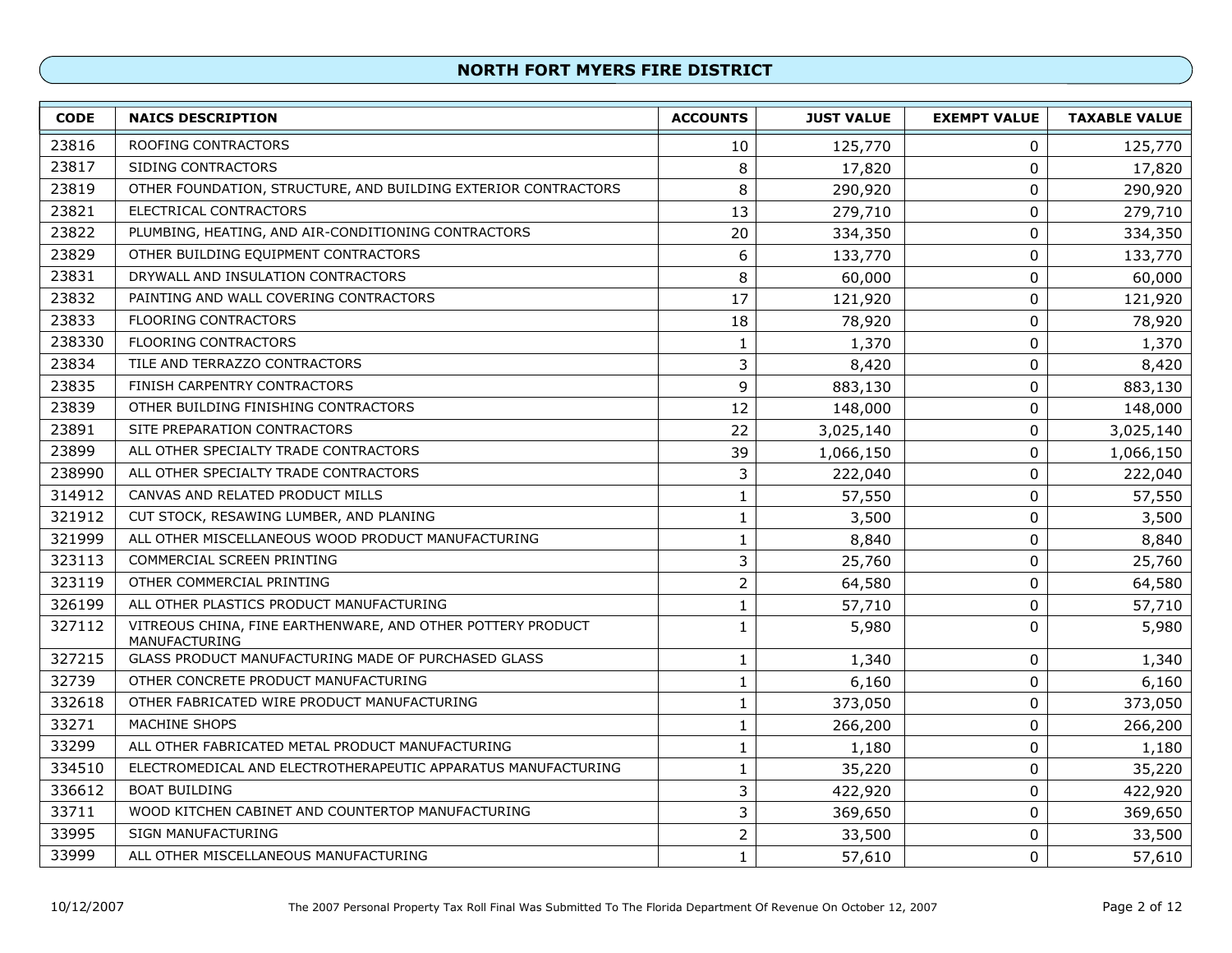## NORTH FORT MYERS FIRE DISTRICT

| CODE | NAICS DESCRIPTION | ACCOUNTS | JUST VALUE | EXEMPT VALUE | TAXABLE VALUE |
|---|---|---|---|---|---|
| 23816 | ROOFING CONTRACTORS | 10 | 125,770 | 0 | 125,770 |
| 23817 | SIDING CONTRACTORS | 8 | 17,820 | 0 | 17,820 |
| 23819 | OTHER FOUNDATION, STRUCTURE, AND BUILDING EXTERIOR CONTRACTORS | 8 | 290,920 | 0 | 290,920 |
| 23821 | ELECTRICAL CONTRACTORS | 13 | 279,710 | 0 | 279,710 |
| 23822 | PLUMBING, HEATING, AND AIR-CONDITIONING CONTRACTORS | 20 | 334,350 | 0 | 334,350 |
| 23829 | OTHER BUILDING EQUIPMENT CONTRACTORS | 6 | 133,770 | 0 | 133,770 |
| 23831 | DRYWALL AND INSULATION CONTRACTORS | 8 | 60,000 | 0 | 60,000 |
| 23832 | PAINTING AND WALL COVERING CONTRACTORS | 17 | 121,920 | 0 | 121,920 |
| 23833 | FLOORING CONTRACTORS | 18 | 78,920 | 0 | 78,920 |
| 238330 | FLOORING CONTRACTORS | 1 | 1,370 | 0 | 1,370 |
| 23834 | TILE AND TERRAZZO CONTRACTORS | 3 | 8,420 | 0 | 8,420 |
| 23835 | FINISH CARPENTRY CONTRACTORS | 9 | 883,130 | 0 | 883,130 |
| 23839 | OTHER BUILDING FINISHING CONTRACTORS | 12 | 148,000 | 0 | 148,000 |
| 23891 | SITE PREPARATION CONTRACTORS | 22 | 3,025,140 | 0 | 3,025,140 |
| 23899 | ALL OTHER SPECIALTY TRADE CONTRACTORS | 39 | 1,066,150 | 0 | 1,066,150 |
| 238990 | ALL OTHER SPECIALTY TRADE CONTRACTORS | 3 | 222,040 | 0 | 222,040 |
| 314912 | CANVAS AND RELATED PRODUCT MILLS | 1 | 57,550 | 0 | 57,550 |
| 321912 | CUT STOCK, RESAWING LUMBER, AND PLANING | 1 | 3,500 | 0 | 3,500 |
| 321999 | ALL OTHER MISCELLANEOUS WOOD PRODUCT MANUFACTURING | 1 | 8,840 | 0 | 8,840 |
| 323113 | COMMERCIAL SCREEN PRINTING | 3 | 25,760 | 0 | 25,760 |
| 323119 | OTHER COMMERCIAL PRINTING | 2 | 64,580 | 0 | 64,580 |
| 326199 | ALL OTHER PLASTICS PRODUCT MANUFACTURING | 1 | 57,710 | 0 | 57,710 |
| 327112 | VITREOUS CHINA, FINE EARTHENWARE, AND OTHER POTTERY PRODUCT MANUFACTURING | 1 | 5,980 | 0 | 5,980 |
| 327215 | GLASS PRODUCT MANUFACTURING MADE OF PURCHASED GLASS | 1 | 1,340 | 0 | 1,340 |
| 32739 | OTHER CONCRETE PRODUCT MANUFACTURING | 1 | 6,160 | 0 | 6,160 |
| 332618 | OTHER FABRICATED WIRE PRODUCT MANUFACTURING | 1 | 373,050 | 0 | 373,050 |
| 33271 | MACHINE SHOPS | 1 | 266,200 | 0 | 266,200 |
| 33299 | ALL OTHER FABRICATED METAL PRODUCT MANUFACTURING | 1 | 1,180 | 0 | 1,180 |
| 334510 | ELECTROMEDICAL AND ELECTROTHERAPEUTIC APPARATUS MANUFACTURING | 1 | 35,220 | 0 | 35,220 |
| 336612 | BOAT BUILDING | 3 | 422,920 | 0 | 422,920 |
| 33711 | WOOD KITCHEN CABINET AND COUNTERTOP MANUFACTURING | 3 | 369,650 | 0 | 369,650 |
| 33995 | SIGN MANUFACTURING | 2 | 33,500 | 0 | 33,500 |
| 33999 | ALL OTHER MISCELLANEOUS MANUFACTURING | 1 | 57,610 | 0 | 57,610 |

10/12/2007 The 2007 Personal Property Tax Roll Final Was Submitted To The Florida Department Of Revenue On October 12, 2007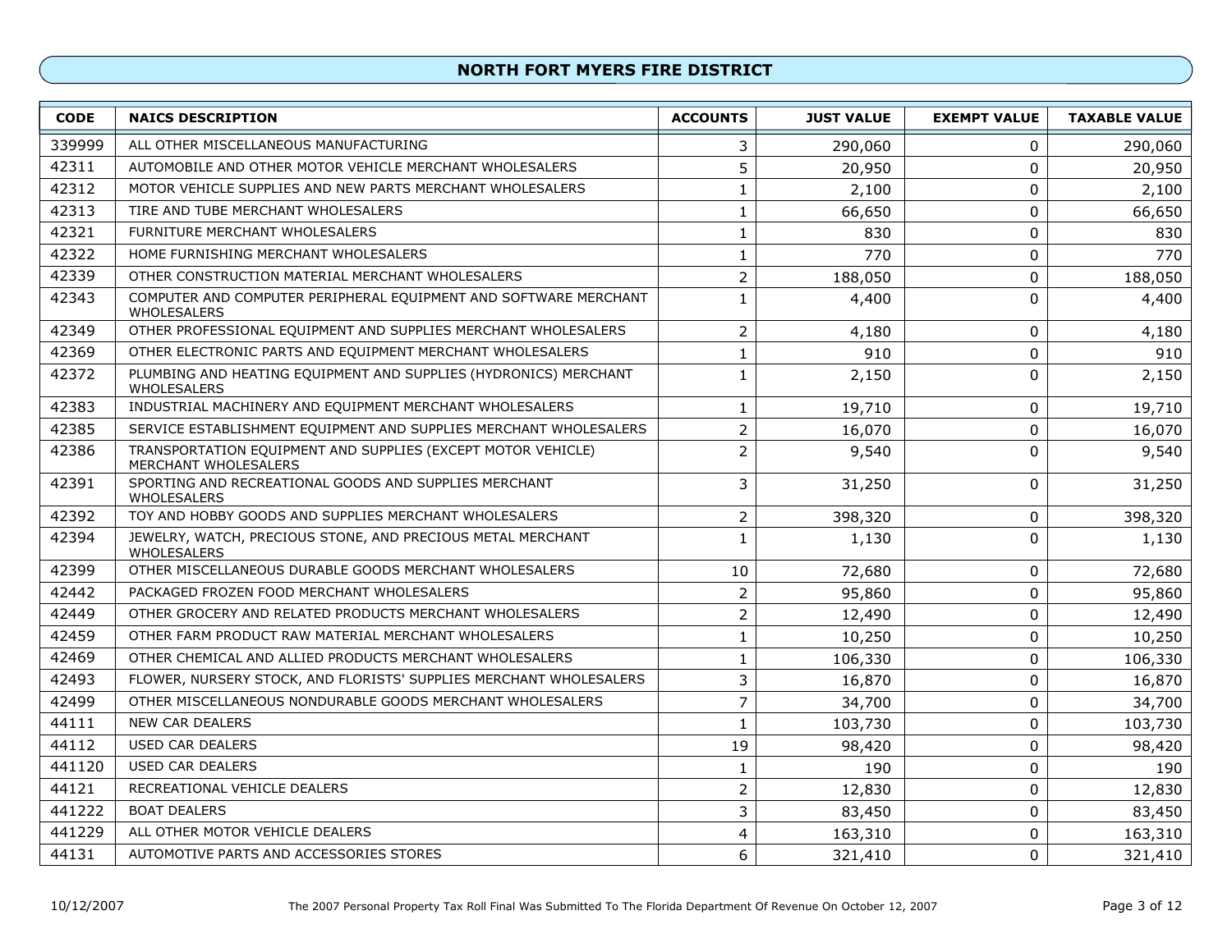## NORTH FORT MYERS FIRE DISTRICT

| CODE | NAICS DESCRIPTION | ACCOUNTS | JUST VALUE | EXEMPT VALUE | TAXABLE VALUE |
|---|---|---|---|---|---|
| 339999 | ALL OTHER MISCELLANEOUS MANUFACTURING | 3 | 290,060 | 0 | 290,060 |
| 42311 | AUTOMOBILE AND OTHER MOTOR VEHICLE MERCHANT WHOLESALERS | 5 | 20,950 | 0 | 20,950 |
| 42312 | MOTOR VEHICLE SUPPLIES AND NEW PARTS MERCHANT WHOLESALERS | 1 | 2,100 | 0 | 2,100 |
| 42313 | TIRE AND TUBE MERCHANT WHOLESALERS | 1 | 66,650 | 0 | 66,650 |
| 42321 | FURNITURE MERCHANT WHOLESALERS | 1 | 830 | 0 | 830 |
| 42322 | HOME FURNISHING MERCHANT WHOLESALERS | 1 | 770 | 0 | 770 |
| 42339 | OTHER CONSTRUCTION MATERIAL MERCHANT WHOLESALERS | 2 | 188,050 | 0 | 188,050 |
| 42343 | COMPUTER AND COMPUTER PERIPHERAL EQUIPMENT AND SOFTWARE MERCHANT WHOLESALERS | 1 | 4,400 | 0 | 4,400 |
| 42349 | OTHER PROFESSIONAL EQUIPMENT AND SUPPLIES MERCHANT WHOLESALERS | 2 | 4,180 | 0 | 4,180 |
| 42369 | OTHER ELECTRONIC PARTS AND EQUIPMENT MERCHANT WHOLESALERS | 1 | 910 | 0 | 910 |
| 42372 | PLUMBING AND HEATING EQUIPMENT AND SUPPLIES (HYDRONICS) MERCHANT WHOLESALERS | 1 | 2,150 | 0 | 2,150 |
| 42383 | INDUSTRIAL MACHINERY AND EQUIPMENT MERCHANT WHOLESALERS | 1 | 19,710 | 0 | 19,710 |
| 42385 | SERVICE ESTABLISHMENT EQUIPMENT AND SUPPLIES MERCHANT WHOLESALERS | 2 | 16,070 | 0 | 16,070 |
| 42386 | TRANSPORTATION EQUIPMENT AND SUPPLIES (EXCEPT MOTOR VEHICLE) MERCHANT WHOLESALERS | 2 | 9,540 | 0 | 9,540 |
| 42391 | SPORTING AND RECREATIONAL GOODS AND SUPPLIES MERCHANT WHOLESALERS | 3 | 31,250 | 0 | 31,250 |
| 42392 | TOY AND HOBBY GOODS AND SUPPLIES MERCHANT WHOLESALERS | 2 | 398,320 | 0 | 398,320 |
| 42394 | JEWELRY, WATCH, PRECIOUS STONE, AND PRECIOUS METAL MERCHANT WHOLESALERS | 1 | 1,130 | 0 | 1,130 |
| 42399 | OTHER MISCELLANEOUS DURABLE GOODS MERCHANT WHOLESALERS | 10 | 72,680 | 0 | 72,680 |
| 42442 | PACKAGED FROZEN FOOD MERCHANT WHOLESALERS | 2 | 95,860 | 0 | 95,860 |
| 42449 | OTHER GROCERY AND RELATED PRODUCTS MERCHANT WHOLESALERS | 2 | 12,490 | 0 | 12,490 |
| 42459 | OTHER FARM PRODUCT RAW MATERIAL MERCHANT WHOLESALERS | 1 | 10,250 | 0 | 10,250 |
| 42469 | OTHER CHEMICAL AND ALLIED PRODUCTS MERCHANT WHOLESALERS | 1 | 106,330 | 0 | 106,330 |
| 42493 | FLOWER, NURSERY STOCK, AND FLORISTS' SUPPLIES MERCHANT WHOLESALERS | 3 | 16,870 | 0 | 16,870 |
| 42499 | OTHER MISCELLANEOUS NONDURABLE GOODS MERCHANT WHOLESALERS | 7 | 34,700 | 0 | 34,700 |
| 44111 | NEW CAR DEALERS | 1 | 103,730 | 0 | 103,730 |
| 44112 | USED CAR DEALERS | 19 | 98,420 | 0 | 98,420 |
| 441120 | USED CAR DEALERS | 1 | 190 | 0 | 190 |
| 44121 | RECREATIONAL VEHICLE DEALERS | 2 | 12,830 | 0 | 12,830 |
| 441222 | BOAT DEALERS | 3 | 83,450 | 0 | 83,450 |
| 441229 | ALL OTHER MOTOR VEHICLE DEALERS | 4 | 163,310 | 0 | 163,310 |
| 44131 | AUTOMOTIVE PARTS AND ACCESSORIES STORES | 6 | 321,410 | 0 | 321,410 |

10/12/2007 The 2007 Personal Property Tax Roll Final Was Submitted To The Florida Department Of Revenue On October 12, 2007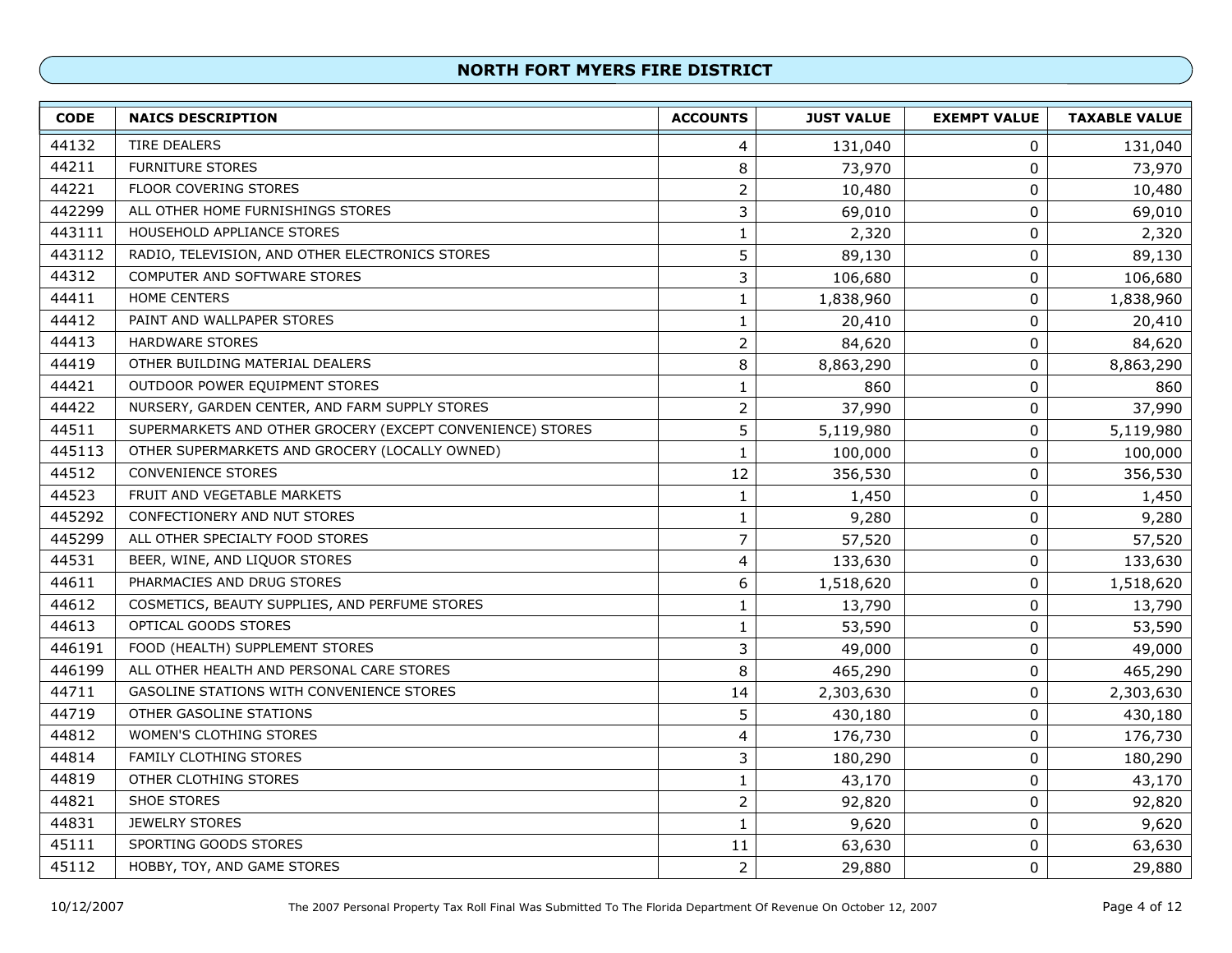## NORTH FORT MYERS FIRE DISTRICT

| CODE | NAICS DESCRIPTION | ACCOUNTS | JUST VALUE | EXEMPT VALUE | TAXABLE VALUE |
|---|---|---|---|---|---|
| 44132 | TIRE DEALERS | 4 | 131,040 | 0 | 131,040 |
| 44211 | FURNITURE STORES | 8 | 73,970 | 0 | 73,970 |
| 44221 | FLOOR COVERING STORES | 2 | 10,480 | 0 | 10,480 |
| 442299 | ALL OTHER HOME FURNISHINGS STORES | 3 | 69,010 | 0 | 69,010 |
| 443111 | HOUSEHOLD APPLIANCE STORES | 1 | 2,320 | 0 | 2,320 |
| 443112 | RADIO, TELEVISION, AND OTHER ELECTRONICS STORES | 5 | 89,130 | 0 | 89,130 |
| 44312 | COMPUTER AND SOFTWARE STORES | 3 | 106,680 | 0 | 106,680 |
| 44411 | HOME CENTERS | 1 | 1,838,960 | 0 | 1,838,960 |
| 44412 | PAINT AND WALLPAPER STORES | 1 | 20,410 | 0 | 20,410 |
| 44413 | HARDWARE STORES | 2 | 84,620 | 0 | 84,620 |
| 44419 | OTHER BUILDING MATERIAL DEALERS | 8 | 8,863,290 | 0 | 8,863,290 |
| 44421 | OUTDOOR POWER EQUIPMENT STORES | 1 | 860 | 0 | 860 |
| 44422 | NURSERY, GARDEN CENTER, AND FARM SUPPLY STORES | 2 | 37,990 | 0 | 37,990 |
| 44511 | SUPERMARKETS AND OTHER GROCERY (EXCEPT CONVENIENCE) STORES | 5 | 5,119,980 | 0 | 5,119,980 |
| 445113 | OTHER SUPERMARKETS AND GROCERY (LOCALLY OWNED) | 1 | 100,000 | 0 | 100,000 |
| 44512 | CONVENIENCE STORES | 12 | 356,530 | 0 | 356,530 |
| 44523 | FRUIT AND VEGETABLE MARKETS | 1 | 1,450 | 0 | 1,450 |
| 445292 | CONFECTIONERY AND NUT STORES | 1 | 9,280 | 0 | 9,280 |
| 445299 | ALL OTHER SPECIALTY FOOD STORES | 7 | 57,520 | 0 | 57,520 |
| 44531 | BEER, WINE, AND LIQUOR STORES | 4 | 133,630 | 0 | 133,630 |
| 44611 | PHARMACIES AND DRUG STORES | 6 | 1,518,620 | 0 | 1,518,620 |
| 44612 | COSMETICS, BEAUTY SUPPLIES, AND PERFUME STORES | 1 | 13,790 | 0 | 13,790 |
| 44613 | OPTICAL GOODS STORES | 1 | 53,590 | 0 | 53,590 |
| 446191 | FOOD (HEALTH) SUPPLEMENT STORES | 3 | 49,000 | 0 | 49,000 |
| 446199 | ALL OTHER HEALTH AND PERSONAL CARE STORES | 8 | 465,290 | 0 | 465,290 |
| 44711 | GASOLINE STATIONS WITH CONVENIENCE STORES | 14 | 2,303,630 | 0 | 2,303,630 |
| 44719 | OTHER GASOLINE STATIONS | 5 | 430,180 | 0 | 430,180 |
| 44812 | WOMEN'S CLOTHING STORES | 4 | 176,730 | 0 | 176,730 |
| 44814 | FAMILY CLOTHING STORES | 3 | 180,290 | 0 | 180,290 |
| 44819 | OTHER CLOTHING STORES | 1 | 43,170 | 0 | 43,170 |
| 44821 | SHOE STORES | 2 | 92,820 | 0 | 92,820 |
| 44831 | JEWELRY STORES | 1 | 9,620 | 0 | 9,620 |
| 45111 | SPORTING GOODS STORES | 11 | 63,630 | 0 | 63,630 |
| 45112 | HOBBY, TOY, AND GAME STORES | 2 | 29,880 | 0 | 29,880 |

10/12/2007 The 2007 Personal Property Tax Roll Final Was Submitted To The Florida Department Of Revenue On October 12, 2007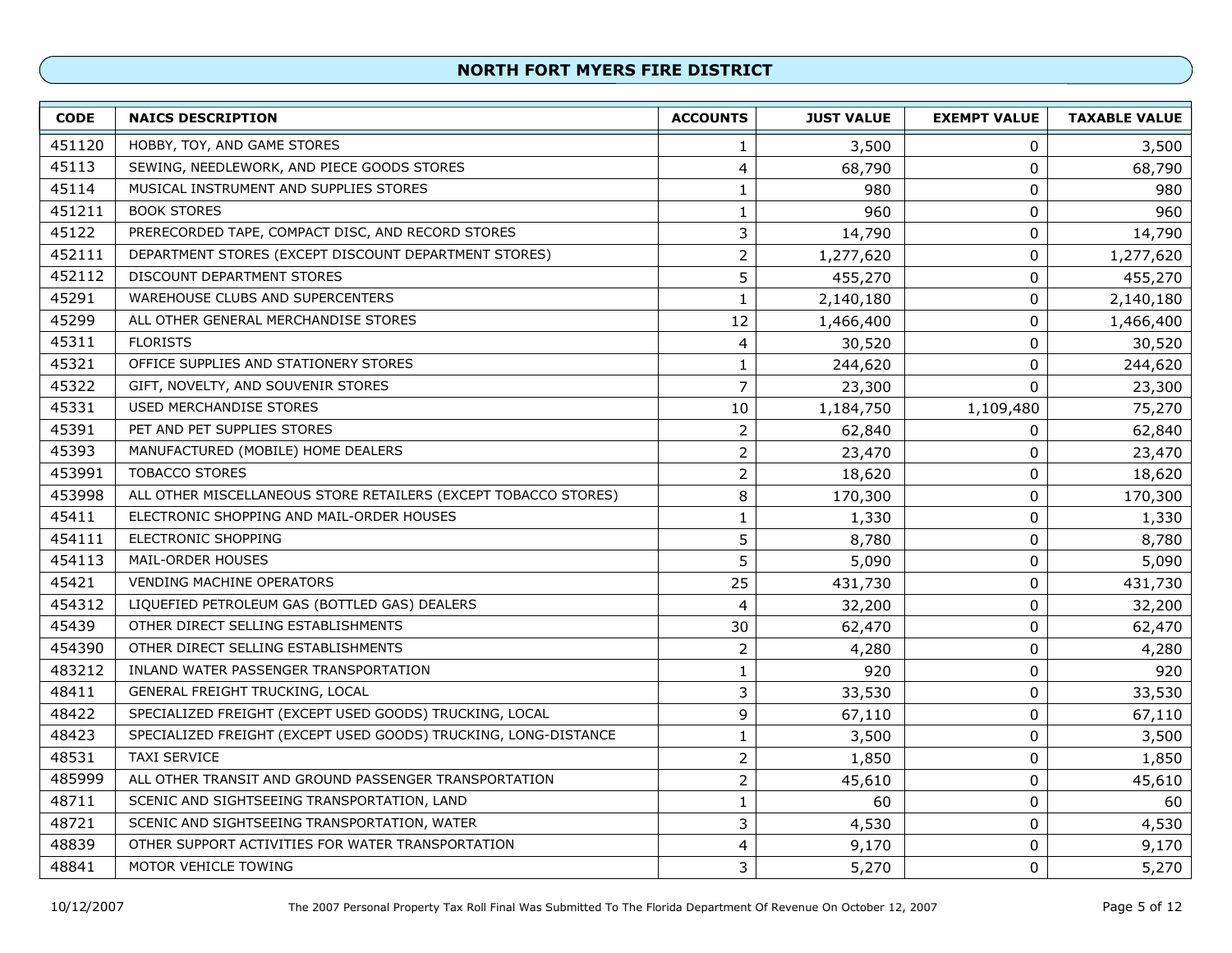## NORTH FORT MYERS FIRE DISTRICT

| CODE | NAICS DESCRIPTION | ACCOUNTS | JUST VALUE | EXEMPT VALUE | TAXABLE VALUE |
|---|---|---|---|---|---|
| 451120 | HOBBY, TOY, AND GAME STORES | 1 | 3,500 | 0 | 3,500 |
| 45113 | SEWING, NEEDLEWORK, AND PIECE GOODS STORES | 4 | 68,790 | 0 | 68,790 |
| 45114 | MUSICAL INSTRUMENT AND SUPPLIES STORES | 1 | 980 | 0 | 980 |
| 451211 | BOOK STORES | 1 | 960 | 0 | 960 |
| 45122 | PRERECORDED TAPE, COMPACT DISC, AND RECORD STORES | 3 | 14,790 | 0 | 14,790 |
| 452111 | DEPARTMENT STORES (EXCEPT DISCOUNT DEPARTMENT STORES) | 2 | 1,277,620 | 0 | 1,277,620 |
| 452112 | DISCOUNT DEPARTMENT STORES | 5 | 455,270 | 0 | 455,270 |
| 45291 | WAREHOUSE CLUBS AND SUPERCENTERS | 1 | 2,140,180 | 0 | 2,140,180 |
| 45299 | ALL OTHER GENERAL MERCHANDISE STORES | 12 | 1,466,400 | 0 | 1,466,400 |
| 45311 | FLORISTS | 4 | 30,520 | 0 | 30,520 |
| 45321 | OFFICE SUPPLIES AND STATIONERY STORES | 1 | 244,620 | 0 | 244,620 |
| 45322 | GIFT, NOVELTY, AND SOUVENIR STORES | 7 | 23,300 | 0 | 23,300 |
| 45331 | USED MERCHANDISE STORES | 10 | 1,184,750 | 1,109,480 | 75,270 |
| 45391 | PET AND PET SUPPLIES STORES | 2 | 62,840 | 0 | 62,840 |
| 45393 | MANUFACTURED (MOBILE) HOME DEALERS | 2 | 23,470 | 0 | 23,470 |
| 453991 | TOBACCO STORES | 2 | 18,620 | 0 | 18,620 |
| 453998 | ALL OTHER MISCELLANEOUS STORE RETAILERS (EXCEPT TOBACCO STORES) | 8 | 170,300 | 0 | 170,300 |
| 45411 | ELECTRONIC SHOPPING AND MAIL-ORDER HOUSES | 1 | 1,330 | 0 | 1,330 |
| 454111 | ELECTRONIC SHOPPING | 5 | 8,780 | 0 | 8,780 |
| 454113 | MAIL-ORDER HOUSES | 5 | 5,090 | 0 | 5,090 |
| 45421 | VENDING MACHINE OPERATORS | 25 | 431,730 | 0 | 431,730 |
| 454312 | LIQUEFIED PETROLEUM GAS (BOTTLED GAS) DEALERS | 4 | 32,200 | 0 | 32,200 |
| 45439 | OTHER DIRECT SELLING ESTABLISHMENTS | 30 | 62,470 | 0 | 62,470 |
| 454390 | OTHER DIRECT SELLING ESTABLISHMENTS | 2 | 4,280 | 0 | 4,280 |
| 483212 | INLAND WATER PASSENGER TRANSPORTATION | 1 | 920 | 0 | 920 |
| 48411 | GENERAL FREIGHT TRUCKING, LOCAL | 3 | 33,530 | 0 | 33,530 |
| 48422 | SPECIALIZED FREIGHT (EXCEPT USED GOODS) TRUCKING, LOCAL | 9 | 67,110 | 0 | 67,110 |
| 48423 | SPECIALIZED FREIGHT (EXCEPT USED GOODS) TRUCKING, LONG-DISTANCE | 1 | 3,500 | 0 | 3,500 |
| 48531 | TAXI SERVICE | 2 | 1,850 | 0 | 1,850 |
| 485999 | ALL OTHER TRANSIT AND GROUND PASSENGER TRANSPORTATION | 2 | 45,610 | 0 | 45,610 |
| 48711 | SCENIC AND SIGHTSEEING TRANSPORTATION, LAND | 1 | 60 | 0 | 60 |
| 48721 | SCENIC AND SIGHTSEEING TRANSPORTATION, WATER | 3 | 4,530 | 0 | 4,530 |
| 48839 | OTHER SUPPORT ACTIVITIES FOR WATER TRANSPORTATION | 4 | 9,170 | 0 | 9,170 |
| 48841 | MOTOR VEHICLE TOWING | 3 | 5,270 | 0 | 5,270 |

10/12/2007 The 2007 Personal Property Tax Roll Final Was Submitted To The Florida Department Of Revenue On October 12, 2007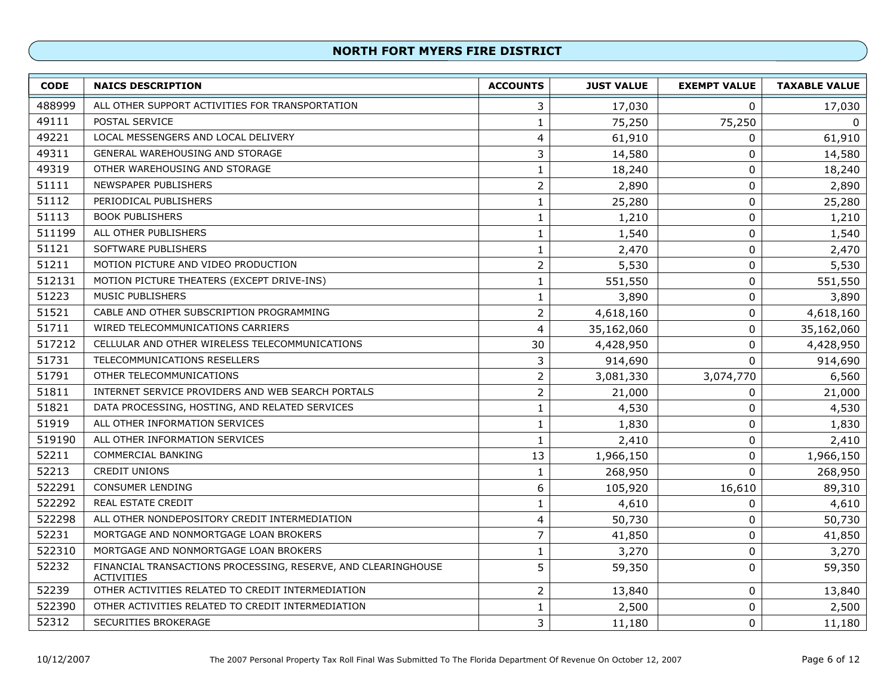## NORTH FORT MYERS FIRE DISTRICT

| CODE | NAICS DESCRIPTION | ACCOUNTS | JUST VALUE | EXEMPT VALUE | TAXABLE VALUE |
|---|---|---|---|---|---|
| 488999 | ALL OTHER SUPPORT ACTIVITIES FOR TRANSPORTATION | 3 | 17,030 | 0 | 17,030 |
| 49111 | POSTAL SERVICE | 1 | 75,250 | 75,250 | 0 |
| 49221 | LOCAL MESSENGERS AND LOCAL DELIVERY | 4 | 61,910 | 0 | 61,910 |
| 49311 | GENERAL WAREHOUSING AND STORAGE | 3 | 14,580 | 0 | 14,580 |
| 49319 | OTHER WAREHOUSING AND STORAGE | 1 | 18,240 | 0 | 18,240 |
| 51111 | NEWSPAPER PUBLISHERS | 2 | 2,890 | 0 | 2,890 |
| 51112 | PERIODICAL PUBLISHERS | 1 | 25,280 | 0 | 25,280 |
| 51113 | BOOK PUBLISHERS | 1 | 1,210 | 0 | 1,210 |
| 511199 | ALL OTHER PUBLISHERS | 1 | 1,540 | 0 | 1,540 |
| 51121 | SOFTWARE PUBLISHERS | 1 | 2,470 | 0 | 2,470 |
| 51211 | MOTION PICTURE AND VIDEO PRODUCTION | 2 | 5,530 | 0 | 5,530 |
| 512131 | MOTION PICTURE THEATERS (EXCEPT DRIVE-INS) | 1 | 551,550 | 0 | 551,550 |
| 51223 | MUSIC PUBLISHERS | 1 | 3,890 | 0 | 3,890 |
| 51521 | CABLE AND OTHER SUBSCRIPTION PROGRAMMING | 2 | 4,618,160 | 0 | 4,618,160 |
| 51711 | WIRED TELECOMMUNICATIONS CARRIERS | 4 | 35,162,060 | 0 | 35,162,060 |
| 517212 | CELLULAR AND OTHER WIRELESS TELECOMMUNICATIONS | 30 | 4,428,950 | 0 | 4,428,950 |
| 51731 | TELECOMMUNICATIONS RESELLERS | 3 | 914,690 | 0 | 914,690 |
| 51791 | OTHER TELECOMMUNICATIONS | 2 | 3,081,330 | 3,074,770 | 6,560 |
| 51811 | INTERNET SERVICE PROVIDERS AND WEB SEARCH PORTALS | 2 | 21,000 | 0 | 21,000 |
| 51821 | DATA PROCESSING, HOSTING, AND RELATED SERVICES | 1 | 4,530 | 0 | 4,530 |
| 51919 | ALL OTHER INFORMATION SERVICES | 1 | 1,830 | 0 | 1,830 |
| 519190 | ALL OTHER INFORMATION SERVICES | 1 | 2,410 | 0 | 2,410 |
| 52211 | COMMERCIAL BANKING | 13 | 1,966,150 | 0 | 1,966,150 |
| 52213 | CREDIT UNIONS | 1 | 268,950 | 0 | 268,950 |
| 522291 | CONSUMER LENDING | 6 | 105,920 | 16,610 | 89,310 |
| 522292 | REAL ESTATE CREDIT | 1 | 4,610 | 0 | 4,610 |
| 522298 | ALL OTHER NONDEPOSITORY CREDIT INTERMEDIATION | 4 | 50,730 | 0 | 50,730 |
| 52231 | MORTGAGE AND NONMORTGAGE LOAN BROKERS | 7 | 41,850 | 0 | 41,850 |
| 522310 | MORTGAGE AND NONMORTGAGE LOAN BROKERS | 1 | 3,270 | 0 | 3,270 |
| 52232 | FINANCIAL TRANSACTIONS PROCESSING, RESERVE, AND CLEARINGHOUSE ACTIVITIES | 5 | 59,350 | 0 | 59,350 |
| 52239 | OTHER ACTIVITIES RELATED TO CREDIT INTERMEDIATION | 2 | 13,840 | 0 | 13,840 |
| 522390 | OTHER ACTIVITIES RELATED TO CREDIT INTERMEDIATION | 1 | 2,500 | 0 | 2,500 |
| 52312 | SECURITIES BROKERAGE | 3 | 11,180 | 0 | 11,180 |

10/12/2007 The 2007 Personal Property Tax Roll Final Was Submitted To The Florida Department Of Revenue On October 12, 2007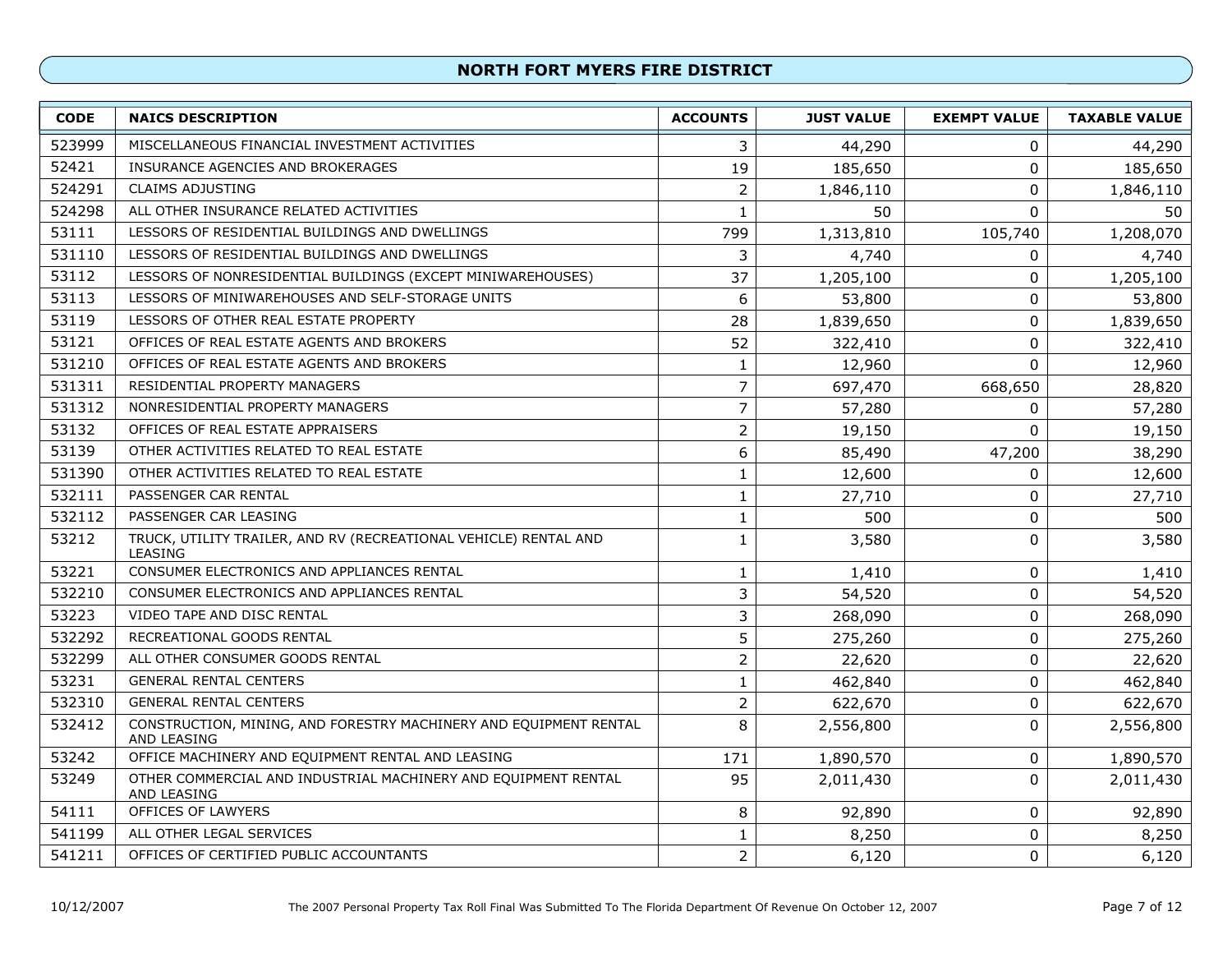## NORTH FORT MYERS FIRE DISTRICT

| CODE | NAICS DESCRIPTION | ACCOUNTS | JUST VALUE | EXEMPT VALUE | TAXABLE VALUE |
|---|---|---|---|---|---|
| 523999 | MISCELLANEOUS FINANCIAL INVESTMENT ACTIVITIES | 3 | 44,290 | 0 | 44,290 |
| 52421 | INSURANCE AGENCIES AND BROKERAGES | 19 | 185,650 | 0 | 185,650 |
| 524291 | CLAIMS ADJUSTING | 2 | 1,846,110 | 0 | 1,846,110 |
| 524298 | ALL OTHER INSURANCE RELATED ACTIVITIES | 1 | 50 | 0 | 50 |
| 53111 | LESSORS OF RESIDENTIAL BUILDINGS AND DWELLINGS | 799 | 1,313,810 | 105,740 | 1,208,070 |
| 531110 | LESSORS OF RESIDENTIAL BUILDINGS AND DWELLINGS | 3 | 4,740 | 0 | 4,740 |
| 53112 | LESSORS OF NONRESIDENTIAL BUILDINGS (EXCEPT MINIWAREHOUSES) | 37 | 1,205,100 | 0 | 1,205,100 |
| 53113 | LESSORS OF MINIWAREHOUSES AND SELF-STORAGE UNITS | 6 | 53,800 | 0 | 53,800 |
| 53119 | LESSORS OF OTHER REAL ESTATE PROPERTY | 28 | 1,839,650 | 0 | 1,839,650 |
| 53121 | OFFICES OF REAL ESTATE AGENTS AND BROKERS | 52 | 322,410 | 0 | 322,410 |
| 531210 | OFFICES OF REAL ESTATE AGENTS AND BROKERS | 1 | 12,960 | 0 | 12,960 |
| 531311 | RESIDENTIAL PROPERTY MANAGERS | 7 | 697,470 | 668,650 | 28,820 |
| 531312 | NONRESIDENTIAL PROPERTY MANAGERS | 7 | 57,280 | 0 | 57,280 |
| 53132 | OFFICES OF REAL ESTATE APPRAISERS | 2 | 19,150 | 0 | 19,150 |
| 53139 | OTHER ACTIVITIES RELATED TO REAL ESTATE | 6 | 85,490 | 47,200 | 38,290 |
| 531390 | OTHER ACTIVITIES RELATED TO REAL ESTATE | 1 | 12,600 | 0 | 12,600 |
| 532111 | PASSENGER CAR RENTAL | 1 | 27,710 | 0 | 27,710 |
| 532112 | PASSENGER CAR LEASING | 1 | 500 | 0 | 500 |
| 53212 | TRUCK, UTILITY TRAILER, AND RV (RECREATIONAL VEHICLE) RENTAL AND LEASING | 1 | 3,580 | 0 | 3,580 |
| 53221 | CONSUMER ELECTRONICS AND APPLIANCES RENTAL | 1 | 1,410 | 0 | 1,410 |
| 532210 | CONSUMER ELECTRONICS AND APPLIANCES RENTAL | 3 | 54,520 | 0 | 54,520 |
| 53223 | VIDEO TAPE AND DISC RENTAL | 3 | 268,090 | 0 | 268,090 |
| 532292 | RECREATIONAL GOODS RENTAL | 5 | 275,260 | 0 | 275,260 |
| 532299 | ALL OTHER CONSUMER GOODS RENTAL | 2 | 22,620 | 0 | 22,620 |
| 53231 | GENERAL RENTAL CENTERS | 1 | 462,840 | 0 | 462,840 |
| 532310 | GENERAL RENTAL CENTERS | 2 | 622,670 | 0 | 622,670 |
| 532412 | CONSTRUCTION, MINING, AND FORESTRY MACHINERY AND EQUIPMENT RENTAL AND LEASING | 8 | 2,556,800 | 0 | 2,556,800 |
| 53242 | OFFICE MACHINERY AND EQUIPMENT RENTAL AND LEASING | 171 | 1,890,570 | 0 | 1,890,570 |
| 53249 | OTHER COMMERCIAL AND INDUSTRIAL MACHINERY AND EQUIPMENT RENTAL AND LEASING | 95 | 2,011,430 | 0 | 2,011,430 |
| 54111 | OFFICES OF LAWYERS | 8 | 92,890 | 0 | 92,890 |
| 541199 | ALL OTHER LEGAL SERVICES | 1 | 8,250 | 0 | 8,250 |
| 541211 | OFFICES OF CERTIFIED PUBLIC ACCOUNTANTS | 2 | 6,120 | 0 | 6,120 |

10/12/2007 The 2007 Personal Property Tax Roll Final Was Submitted To The Florida Department Of Revenue On October 12, 2007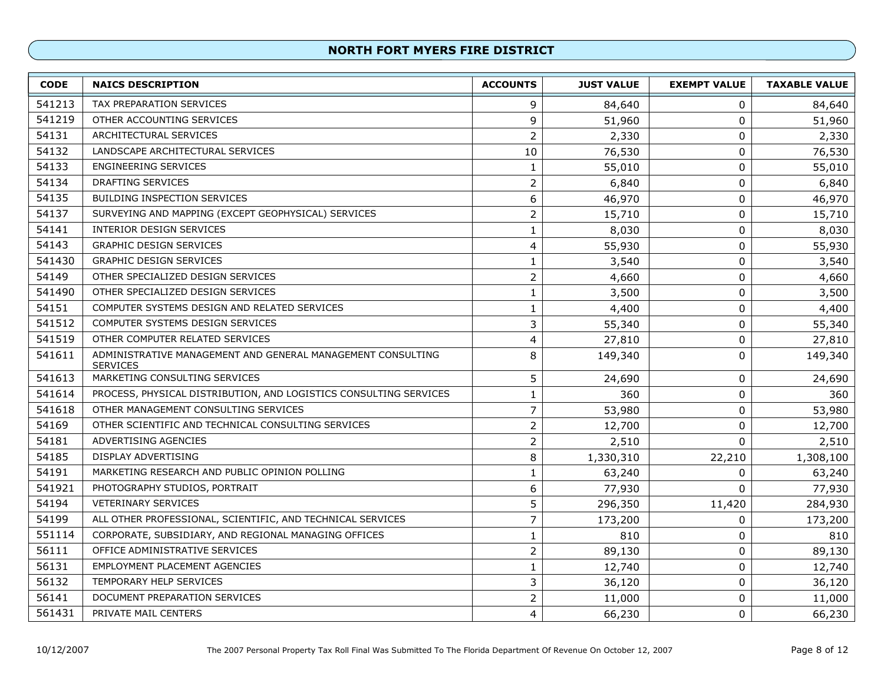## NORTH FORT MYERS FIRE DISTRICT

| CODE | NAICS DESCRIPTION | ACCOUNTS | JUST VALUE | EXEMPT VALUE | TAXABLE VALUE |
|---|---|---|---|---|---|
| 541213 | TAX PREPARATION SERVICES | 9 | 84,640 | 0 | 84,640 |
| 541219 | OTHER ACCOUNTING SERVICES | 9 | 51,960 | 0 | 51,960 |
| 54131 | ARCHITECTURAL SERVICES | 2 | 2,330 | 0 | 2,330 |
| 54132 | LANDSCAPE ARCHITECTURAL SERVICES | 10 | 76,530 | 0 | 76,530 |
| 54133 | ENGINEERING SERVICES | 1 | 55,010 | 0 | 55,010 |
| 54134 | DRAFTING SERVICES | 2 | 6,840 | 0 | 6,840 |
| 54135 | BUILDING INSPECTION SERVICES | 6 | 46,970 | 0 | 46,970 |
| 54137 | SURVEYING AND MAPPING (EXCEPT GEOPHYSICAL) SERVICES | 2 | 15,710 | 0 | 15,710 |
| 54141 | INTERIOR DESIGN SERVICES | 1 | 8,030 | 0 | 8,030 |
| 54143 | GRAPHIC DESIGN SERVICES | 4 | 55,930 | 0 | 55,930 |
| 541430 | GRAPHIC DESIGN SERVICES | 1 | 3,540 | 0 | 3,540 |
| 54149 | OTHER SPECIALIZED DESIGN SERVICES | 2 | 4,660 | 0 | 4,660 |
| 541490 | OTHER SPECIALIZED DESIGN SERVICES | 1 | 3,500 | 0 | 3,500 |
| 54151 | COMPUTER SYSTEMS DESIGN AND RELATED SERVICES | 1 | 4,400 | 0 | 4,400 |
| 541512 | COMPUTER SYSTEMS DESIGN SERVICES | 3 | 55,340 | 0 | 55,340 |
| 541519 | OTHER COMPUTER RELATED SERVICES | 4 | 27,810 | 0 | 27,810 |
| 541611 | ADMINISTRATIVE MANAGEMENT AND GENERAL MANAGEMENT CONSULTING SERVICES | 8 | 149,340 | 0 | 149,340 |
| 541613 | MARKETING CONSULTING SERVICES | 5 | 24,690 | 0 | 24,690 |
| 541614 | PROCESS, PHYSICAL DISTRIBUTION, AND LOGISTICS CONSULTING SERVICES | 1 | 360 | 0 | 360 |
| 541618 | OTHER MANAGEMENT CONSULTING SERVICES | 7 | 53,980 | 0 | 53,980 |
| 54169 | OTHER SCIENTIFIC AND TECHNICAL CONSULTING SERVICES | 2 | 12,700 | 0 | 12,700 |
| 54181 | ADVERTISING AGENCIES | 2 | 2,510 | 0 | 2,510 |
| 54185 | DISPLAY ADVERTISING | 8 | 1,330,310 | 22,210 | 1,308,100 |
| 54191 | MARKETING RESEARCH AND PUBLIC OPINION POLLING | 1 | 63,240 | 0 | 63,240 |
| 541921 | PHOTOGRAPHY STUDIOS, PORTRAIT | 6 | 77,930 | 0 | 77,930 |
| 54194 | VETERINARY SERVICES | 5 | 296,350 | 11,420 | 284,930 |
| 54199 | ALL OTHER PROFESSIONAL, SCIENTIFIC, AND TECHNICAL SERVICES | 7 | 173,200 | 0 | 173,200 |
| 551114 | CORPORATE, SUBSIDIARY, AND REGIONAL MANAGING OFFICES | 1 | 810 | 0 | 810 |
| 56111 | OFFICE ADMINISTRATIVE SERVICES | 2 | 89,130 | 0 | 89,130 |
| 56131 | EMPLOYMENT PLACEMENT AGENCIES | 1 | 12,740 | 0 | 12,740 |
| 56132 | TEMPORARY HELP SERVICES | 3 | 36,120 | 0 | 36,120 |
| 56141 | DOCUMENT PREPARATION SERVICES | 2 | 11,000 | 0 | 11,000 |
| 561431 | PRIVATE MAIL CENTERS | 4 | 66,230 | 0 | 66,230 |

10/12/2007 The 2007 Personal Property Tax Roll Final Was Submitted To The Florida Department Of Revenue On October 12, 2007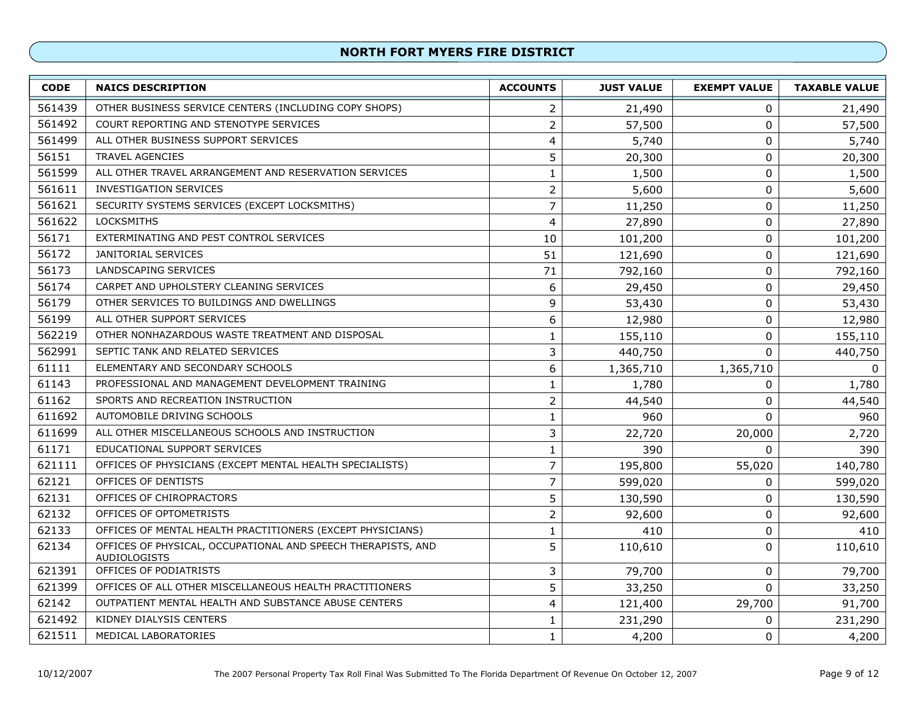## NORTH FORT MYERS FIRE DISTRICT

| CODE | NAICS DESCRIPTION | ACCOUNTS | JUST VALUE | EXEMPT VALUE | TAXABLE VALUE |
|---|---|---|---|---|---|
| 561439 | OTHER BUSINESS SERVICE CENTERS (INCLUDING COPY SHOPS) | 2 | 21,490 | 0 | 21,490 |
| 561492 | COURT REPORTING AND STENOTYPE SERVICES | 2 | 57,500 | 0 | 57,500 |
| 561499 | ALL OTHER BUSINESS SUPPORT SERVICES | 4 | 5,740 | 0 | 5,740 |
| 56151 | TRAVEL AGENCIES | 5 | 20,300 | 0 | 20,300 |
| 561599 | ALL OTHER TRAVEL ARRANGEMENT AND RESERVATION SERVICES | 1 | 1,500 | 0 | 1,500 |
| 561611 | INVESTIGATION SERVICES | 2 | 5,600 | 0 | 5,600 |
| 561621 | SECURITY SYSTEMS SERVICES (EXCEPT LOCKSMITHS) | 7 | 11,250 | 0 | 11,250 |
| 561622 | LOCKSMITHS | 4 | 27,890 | 0 | 27,890 |
| 56171 | EXTERMINATING AND PEST CONTROL SERVICES | 10 | 101,200 | 0 | 101,200 |
| 56172 | JANITORIAL SERVICES | 51 | 121,690 | 0 | 121,690 |
| 56173 | LANDSCAPING SERVICES | 71 | 792,160 | 0 | 792,160 |
| 56174 | CARPET AND UPHOLSTERY CLEANING SERVICES | 6 | 29,450 | 0 | 29,450 |
| 56179 | OTHER SERVICES TO BUILDINGS AND DWELLINGS | 9 | 53,430 | 0 | 53,430 |
| 56199 | ALL OTHER SUPPORT SERVICES | 6 | 12,980 | 0 | 12,980 |
| 562219 | OTHER NONHAZARDOUS WASTE TREATMENT AND DISPOSAL | 1 | 155,110 | 0 | 155,110 |
| 562991 | SEPTIC TANK AND RELATED SERVICES | 3 | 440,750 | 0 | 440,750 |
| 61111 | ELEMENTARY AND SECONDARY SCHOOLS | 6 | 1,365,710 | 1,365,710 | 0 |
| 61143 | PROFESSIONAL AND MANAGEMENT DEVELOPMENT TRAINING | 1 | 1,780 | 0 | 1,780 |
| 61162 | SPORTS AND RECREATION INSTRUCTION | 2 | 44,540 | 0 | 44,540 |
| 611692 | AUTOMOBILE DRIVING SCHOOLS | 1 | 960 | 0 | 960 |
| 611699 | ALL OTHER MISCELLANEOUS SCHOOLS AND INSTRUCTION | 3 | 22,720 | 20,000 | 2,720 |
| 61171 | EDUCATIONAL SUPPORT SERVICES | 1 | 390 | 0 | 390 |
| 621111 | OFFICES OF PHYSICIANS (EXCEPT MENTAL HEALTH SPECIALISTS) | 7 | 195,800 | 55,020 | 140,780 |
| 62121 | OFFICES OF DENTISTS | 7 | 599,020 | 0 | 599,020 |
| 62131 | OFFICES OF CHIROPRACTORS | 5 | 130,590 | 0 | 130,590 |
| 62132 | OFFICES OF OPTOMETRISTS | 2 | 92,600 | 0 | 92,600 |
| 62133 | OFFICES OF MENTAL HEALTH PRACTITIONERS (EXCEPT PHYSICIANS) | 1 | 410 | 0 | 410 |
| 62134 | OFFICES OF PHYSICAL, OCCUPATIONAL AND SPEECH THERAPISTS, AND AUDIOLOGISTS | 5 | 110,610 | 0 | 110,610 |
| 621391 | OFFICES OF PODIATRISTS | 3 | 79,700 | 0 | 79,700 |
| 621399 | OFFICES OF ALL OTHER MISCELLANEOUS HEALTH PRACTITIONERS | 5 | 33,250 | 0 | 33,250 |
| 62142 | OUTPATIENT MENTAL HEALTH AND SUBSTANCE ABUSE CENTERS | 4 | 121,400 | 29,700 | 91,700 |
| 621492 | KIDNEY DIALYSIS CENTERS | 1 | 231,290 | 0 | 231,290 |
| 621511 | MEDICAL LABORATORIES | 1 | 4,200 | 0 | 4,200 |

10/12/2007 The 2007 Personal Property Tax Roll Final Was Submitted To The Florida Department Of Revenue On October 12, 2007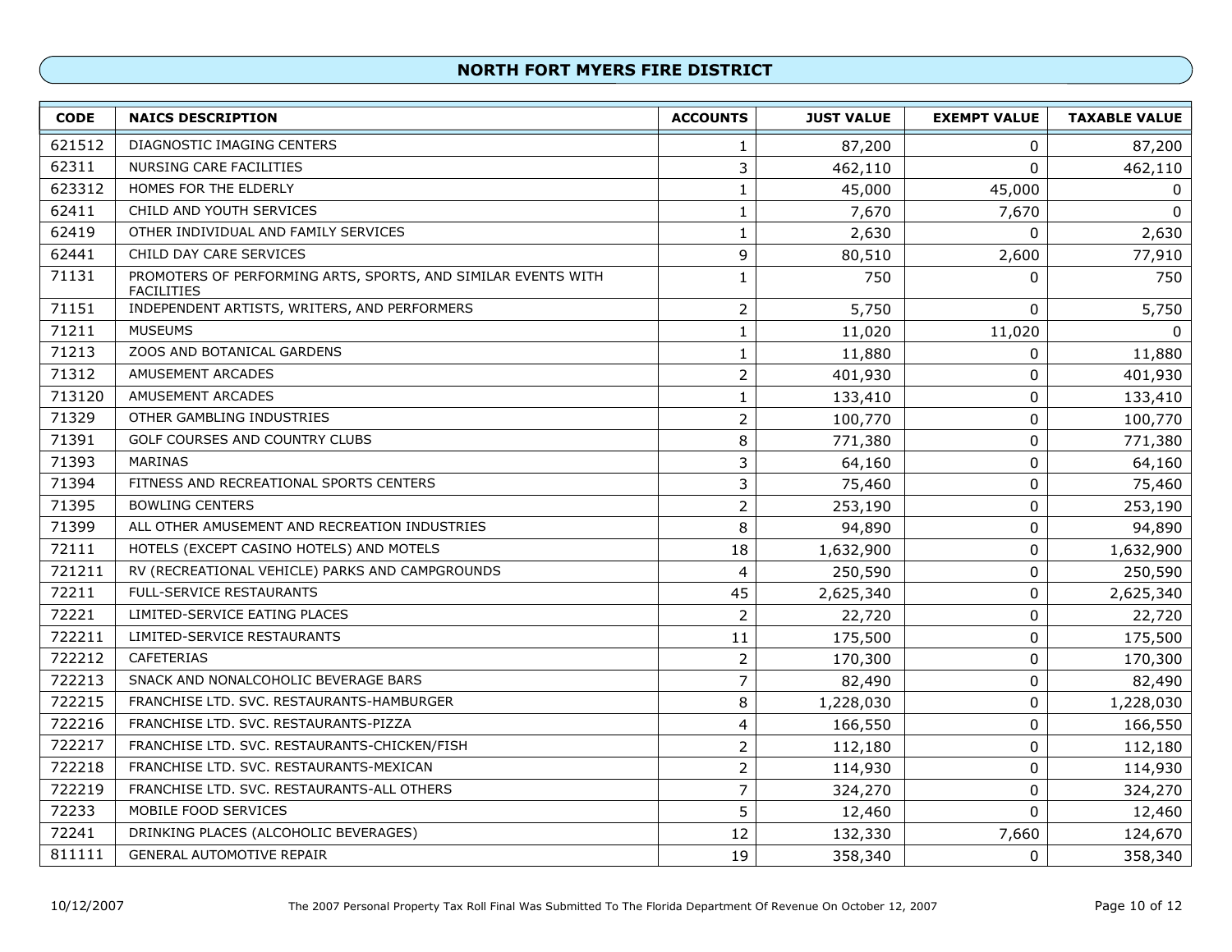## NORTH FORT MYERS FIRE DISTRICT

| CODE | NAICS DESCRIPTION | ACCOUNTS | JUST VALUE | EXEMPT VALUE | TAXABLE VALUE |
|---|---|---|---|---|---|
| 621512 | DIAGNOSTIC IMAGING CENTERS | 1 | 87,200 | 0 | 87,200 |
| 62311 | NURSING CARE FACILITIES | 3 | 462,110 | 0 | 462,110 |
| 623312 | HOMES FOR THE ELDERLY | 1 | 45,000 | 45,000 | 0 |
| 62411 | CHILD AND YOUTH SERVICES | 1 | 7,670 | 7,670 | 0 |
| 62419 | OTHER INDIVIDUAL AND FAMILY SERVICES | 1 | 2,630 | 0 | 2,630 |
| 62441 | CHILD DAY CARE SERVICES | 9 | 80,510 | 2,600 | 77,910 |
| 71131 | PROMOTERS OF PERFORMING ARTS, SPORTS, AND SIMILAR EVENTS WITH FACILITIES | 1 | 750 | 0 | 750 |
| 71151 | INDEPENDENT ARTISTS, WRITERS, AND PERFORMERS | 2 | 5,750 | 0 | 5,750 |
| 71211 | MUSEUMS | 1 | 11,020 | 11,020 | 0 |
| 71213 | ZOOS AND BOTANICAL GARDENS | 1 | 11,880 | 0 | 11,880 |
| 71312 | AMUSEMENT ARCADES | 2 | 401,930 | 0 | 401,930 |
| 713120 | AMUSEMENT ARCADES | 1 | 133,410 | 0 | 133,410 |
| 71329 | OTHER GAMBLING INDUSTRIES | 2 | 100,770 | 0 | 100,770 |
| 71391 | GOLF COURSES AND COUNTRY CLUBS | 8 | 771,380 | 0 | 771,380 |
| 71393 | MARINAS | 3 | 64,160 | 0 | 64,160 |
| 71394 | FITNESS AND RECREATIONAL SPORTS CENTERS | 3 | 75,460 | 0 | 75,460 |
| 71395 | BOWLING CENTERS | 2 | 253,190 | 0 | 253,190 |
| 71399 | ALL OTHER AMUSEMENT AND RECREATION INDUSTRIES | 8 | 94,890 | 0 | 94,890 |
| 72111 | HOTELS (EXCEPT CASINO HOTELS) AND MOTELS | 18 | 1,632,900 | 0 | 1,632,900 |
| 721211 | RV (RECREATIONAL VEHICLE) PARKS AND CAMPGROUNDS | 4 | 250,590 | 0 | 250,590 |
| 72211 | FULL-SERVICE RESTAURANTS | 45 | 2,625,340 | 0 | 2,625,340 |
| 72221 | LIMITED-SERVICE EATING PLACES | 2 | 22,720 | 0 | 22,720 |
| 722211 | LIMITED-SERVICE RESTAURANTS | 11 | 175,500 | 0 | 175,500 |
| 722212 | CAFETERIAS | 2 | 170,300 | 0 | 170,300 |
| 722213 | SNACK AND NONALCOHOLIC BEVERAGE BARS | 7 | 82,490 | 0 | 82,490 |
| 722215 | FRANCHISE LTD. SVC. RESTAURANTS-HAMBURGER | 8 | 1,228,030 | 0 | 1,228,030 |
| 722216 | FRANCHISE LTD. SVC. RESTAURANTS-PIZZA | 4 | 166,550 | 0 | 166,550 |
| 722217 | FRANCHISE LTD. SVC. RESTAURANTS-CHICKEN/FISH | 2 | 112,180 | 0 | 112,180 |
| 722218 | FRANCHISE LTD. SVC. RESTAURANTS-MEXICAN | 2 | 114,930 | 0 | 114,930 |
| 722219 | FRANCHISE LTD. SVC. RESTAURANTS-ALL OTHERS | 7 | 324,270 | 0 | 324,270 |
| 72233 | MOBILE FOOD SERVICES | 5 | 12,460 | 0 | 12,460 |
| 72241 | DRINKING PLACES (ALCOHOLIC BEVERAGES) | 12 | 132,330 | 7,660 | 124,670 |
| 811111 | GENERAL AUTOMOTIVE REPAIR | 19 | 358,340 | 0 | 358,340 |

10/12/2007 The 2007 Personal Property Tax Roll Final Was Submitted To The Florida Department Of Revenue On October 12, 2007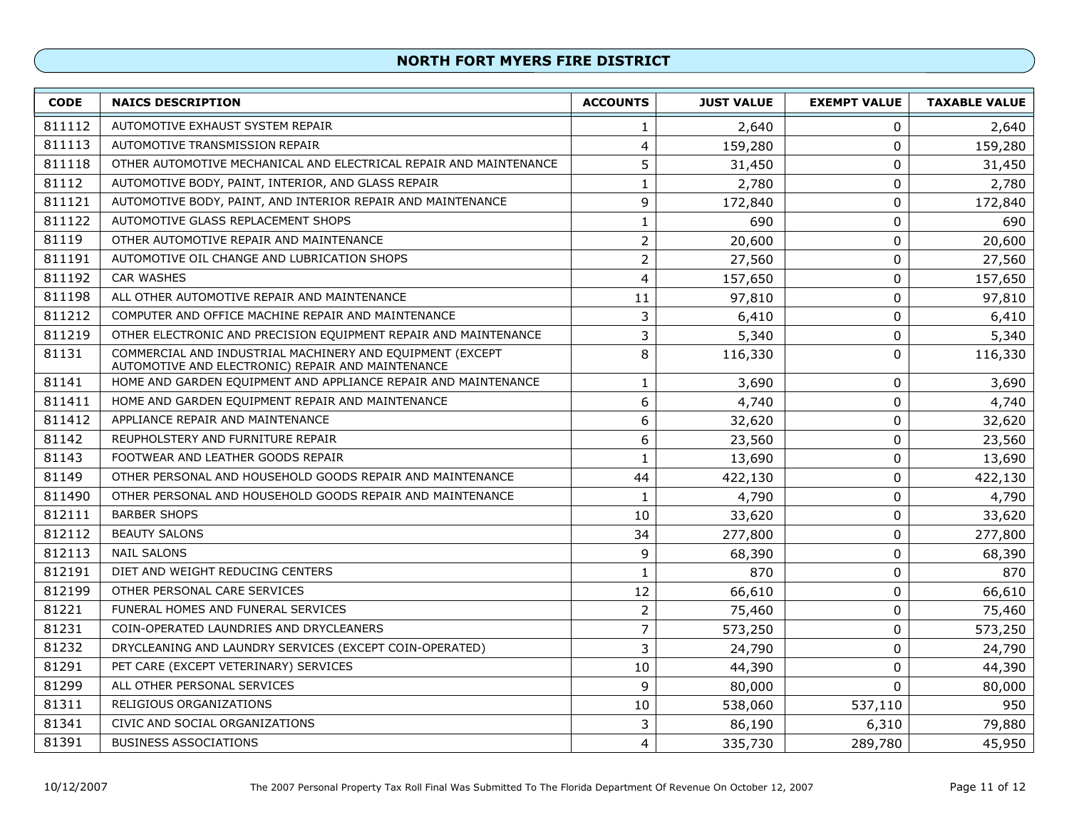## NORTH FORT MYERS FIRE DISTRICT

| CODE | NAICS DESCRIPTION | ACCOUNTS | JUST VALUE | EXEMPT VALUE | TAXABLE VALUE |
|---|---|---|---|---|---|
| 811112 | AUTOMOTIVE EXHAUST SYSTEM REPAIR | 1 | 2,640 | 0 | 2,640 |
| 811113 | AUTOMOTIVE TRANSMISSION REPAIR | 4 | 159,280 | 0 | 159,280 |
| 811118 | OTHER AUTOMOTIVE MECHANICAL AND ELECTRICAL REPAIR AND MAINTENANCE | 5 | 31,450 | 0 | 31,450 |
| 81112 | AUTOMOTIVE BODY, PAINT, INTERIOR, AND GLASS REPAIR | 1 | 2,780 | 0 | 2,780 |
| 811121 | AUTOMOTIVE BODY, PAINT, AND INTERIOR REPAIR AND MAINTENANCE | 9 | 172,840 | 0 | 172,840 |
| 811122 | AUTOMOTIVE GLASS REPLACEMENT SHOPS | 1 | 690 | 0 | 690 |
| 81119 | OTHER AUTOMOTIVE REPAIR AND MAINTENANCE | 2 | 20,600 | 0 | 20,600 |
| 811191 | AUTOMOTIVE OIL CHANGE AND LUBRICATION SHOPS | 2 | 27,560 | 0 | 27,560 |
| 811192 | CAR WASHES | 4 | 157,650 | 0 | 157,650 |
| 811198 | ALL OTHER AUTOMOTIVE REPAIR AND MAINTENANCE | 11 | 97,810 | 0 | 97,810 |
| 811212 | COMPUTER AND OFFICE MACHINE REPAIR AND MAINTENANCE | 3 | 6,410 | 0 | 6,410 |
| 811219 | OTHER ELECTRONIC AND PRECISION EQUIPMENT REPAIR AND MAINTENANCE | 3 | 5,340 | 0 | 5,340 |
| 81131 | COMMERCIAL AND INDUSTRIAL MACHINERY AND EQUIPMENT (EXCEPT AUTOMOTIVE AND ELECTRONIC) REPAIR AND MAINTENANCE | 8 | 116,330 | 0 | 116,330 |
| 81141 | HOME AND GARDEN EQUIPMENT AND APPLIANCE REPAIR AND MAINTENANCE | 1 | 3,690 | 0 | 3,690 |
| 811411 | HOME AND GARDEN EQUIPMENT REPAIR AND MAINTENANCE | 6 | 4,740 | 0 | 4,740 |
| 811412 | APPLIANCE REPAIR AND MAINTENANCE | 6 | 32,620 | 0 | 32,620 |
| 81142 | REUPHOLSTERY AND FURNITURE REPAIR | 6 | 23,560 | 0 | 23,560 |
| 81143 | FOOTWEAR AND LEATHER GOODS REPAIR | 1 | 13,690 | 0 | 13,690 |
| 81149 | OTHER PERSONAL AND HOUSEHOLD GOODS REPAIR AND MAINTENANCE | 44 | 422,130 | 0 | 422,130 |
| 811490 | OTHER PERSONAL AND HOUSEHOLD GOODS REPAIR AND MAINTENANCE | 1 | 4,790 | 0 | 4,790 |
| 812111 | BARBER SHOPS | 10 | 33,620 | 0 | 33,620 |
| 812112 | BEAUTY SALONS | 34 | 277,800 | 0 | 277,800 |
| 812113 | NAIL SALONS | 9 | 68,390 | 0 | 68,390 |
| 812191 | DIET AND WEIGHT REDUCING CENTERS | 1 | 870 | 0 | 870 |
| 812199 | OTHER PERSONAL CARE SERVICES | 12 | 66,610 | 0 | 66,610 |
| 81221 | FUNERAL HOMES AND FUNERAL SERVICES | 2 | 75,460 | 0 | 75,460 |
| 81231 | COIN-OPERATED LAUNDRIES AND DRYCLEANERS | 7 | 573,250 | 0 | 573,250 |
| 81232 | DRYCLEANING AND LAUNDRY SERVICES (EXCEPT COIN-OPERATED) | 3 | 24,790 | 0 | 24,790 |
| 81291 | PET CARE (EXCEPT VETERINARY) SERVICES | 10 | 44,390 | 0 | 44,390 |
| 81299 | ALL OTHER PERSONAL SERVICES | 9 | 80,000 | 0 | 80,000 |
| 81311 | RELIGIOUS ORGANIZATIONS | 10 | 538,060 | 537,110 | 950 |
| 81341 | CIVIC AND SOCIAL ORGANIZATIONS | 3 | 86,190 | 6,310 | 79,880 |
| 81391 | BUSINESS ASSOCIATIONS | 4 | 335,730 | 289,780 | 45,950 |

10/12/2007 The 2007 Personal Property Tax Roll Final Was Submitted To The Florida Department Of Revenue On October 12, 2007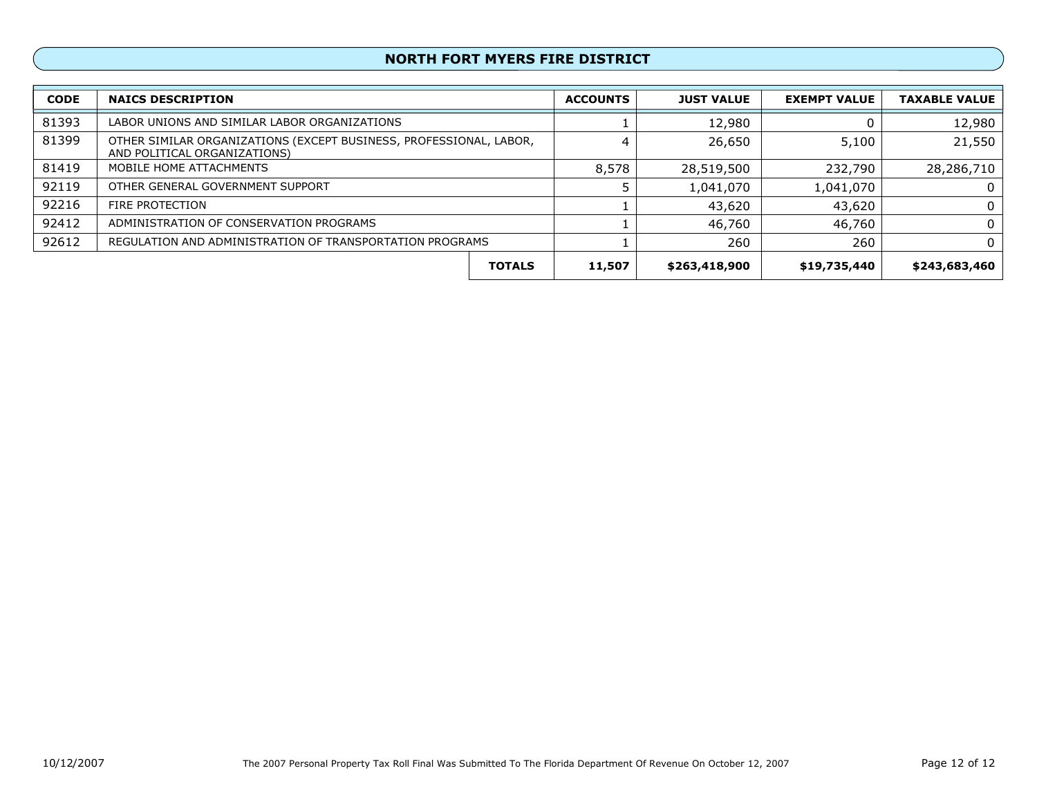## NORTH FORT MYERS FIRE DISTRICT

| CODE | NAICS DESCRIPTION | ACCOUNTS | JUST VALUE | EXEMPT VALUE | TAXABLE VALUE |
|---|---|---|---|---|---|
| 81393 | LABOR UNIONS AND SIMILAR LABOR ORGANIZATIONS | 1 | 12,980 | 0 | 12,980 |
| 81399 | OTHER SIMILAR ORGANIZATIONS (EXCEPT BUSINESS, PROFESSIONAL, LABOR, AND POLITICAL ORGANIZATIONS) | 4 | 26,650 | 5,100 | 21,550 |
| 81419 | MOBILE HOME ATTACHMENTS | 8,578 | 28,519,500 | 232,790 | 28,286,710 |
| 92119 | OTHER GENERAL GOVERNMENT SUPPORT | 5 | 1,041,070 | 1,041,070 | 0 |
| 92216 | FIRE PROTECTION | 1 | 43,620 | 43,620 | 0 |
| 92412 | ADMINISTRATION OF CONSERVATION PROGRAMS | 1 | 46,760 | 46,760 | 0 |
| 92612 | REGULATION AND ADMINISTRATION OF TRANSPORTATION PROGRAMS | 1 | 260 | 260 | 0 |
| | **TOTALS** | **11,507** | **$263,418,900** | **$19,735,440** | **$243,683,460** |

10/12/2007 The 2007 Personal Property Tax Roll Final Was Submitted To The Florida Department Of Revenue On October 12, 2007